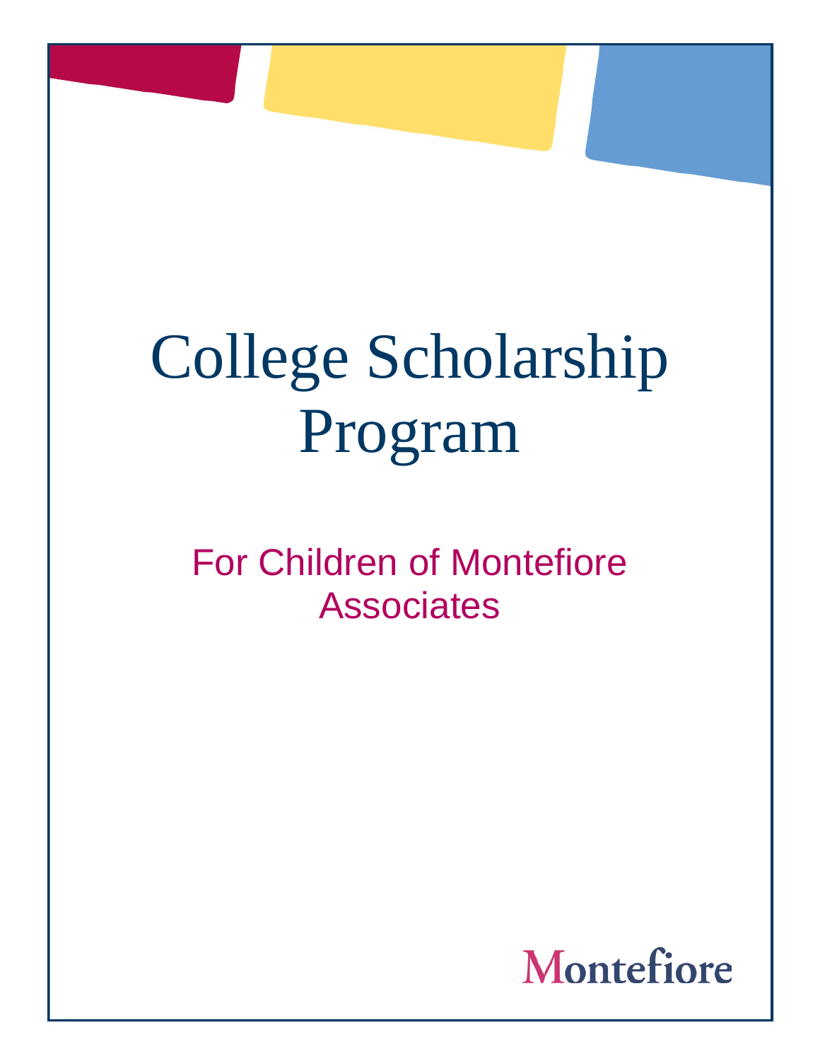# College Scholarship Program

## For Children of Montefiore Associates

Montefiore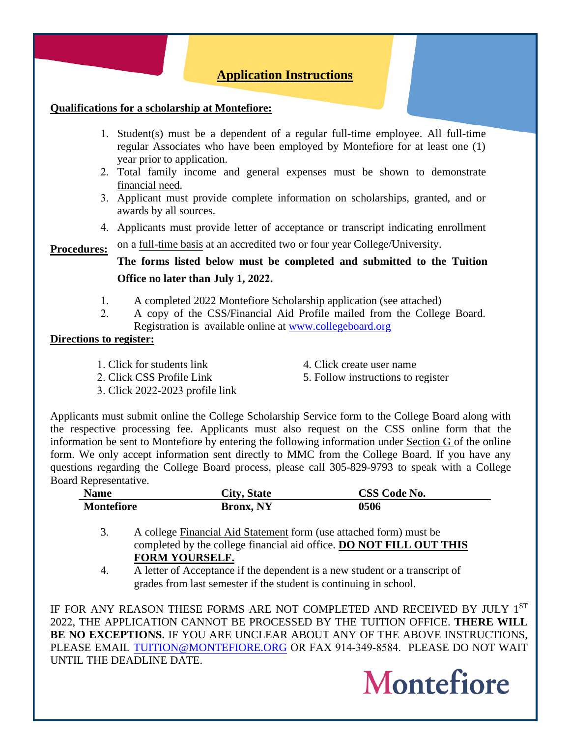## Application Instructions

**Qualifications for a scholarship at Montefiore:**

1. Student(s) must be a dependent of a regular full-time employee. All full-time regular Associates who have been employed by Montefiore for at least one (1) year prior to application.
2. Total family income and general expenses must be shown to demonstrate financial need.
3. Applicant must provide complete information on scholarships, granted, and or awards by all sources.
4. Applicants must provide letter of acceptance or transcript indicating enrollment on a full-time basis at an accredited two or four year College/University.

**Procedures:**

**The forms listed below must be completed and submitted to the Tuition Office no later than July 1, 2022.**

1. A completed 2022 Montefiore Scholarship application (see attached)
2. A copy of the CSS/Financial Aid Profile mailed from the College Board. Registration is available online at www.collegeboard.org

**Directions to register:**

1. Click for students link
2. Click CSS Profile Link
3. Click 2022-2023 profile link
4. Click create user name
5. Follow instructions to register

Applicants must submit online the College Scholarship Service form to the College Board along with the respective processing fee. Applicants must also request on the CSS online form that the information be sent to Montefiore by entering the following information under Section G of the online form. We only accept information sent directly to MMC from the College Board. If you have any questions regarding the College Board process, please call 305-829-9793 to speak with a College Board Representative.

| Name | City, State | CSS Code No. |
|---|---|---|
| **Montefiore** | **Bronx, NY** | **0506** |

3. A college Financial Aid Statement form (use attached form) must be completed by the college financial aid office. **DO NOT FILL OUT THIS FORM YOURSELF.**
4. A letter of Acceptance if the dependent is a new student or a transcript of grades from last semester if the student is continuing in school.

IF FOR ANY REASON THESE FORMS ARE NOT COMPLETED AND RECEIVED BY JULY 1ST 2022, THE APPLICATION CANNOT BE PROCESSED BY THE TUITION OFFICE. **THERE WILL BE NO EXCEPTIONS.** IF YOU ARE UNCLEAR ABOUT ANY OF THE ABOVE INSTRUCTIONS, PLEASE EMAIL TUITION@MONTEFIORE.ORG OR FAX 914-349-8584. PLEASE DO NOT WAIT UNTIL THE DEADLINE DATE.

Montefiore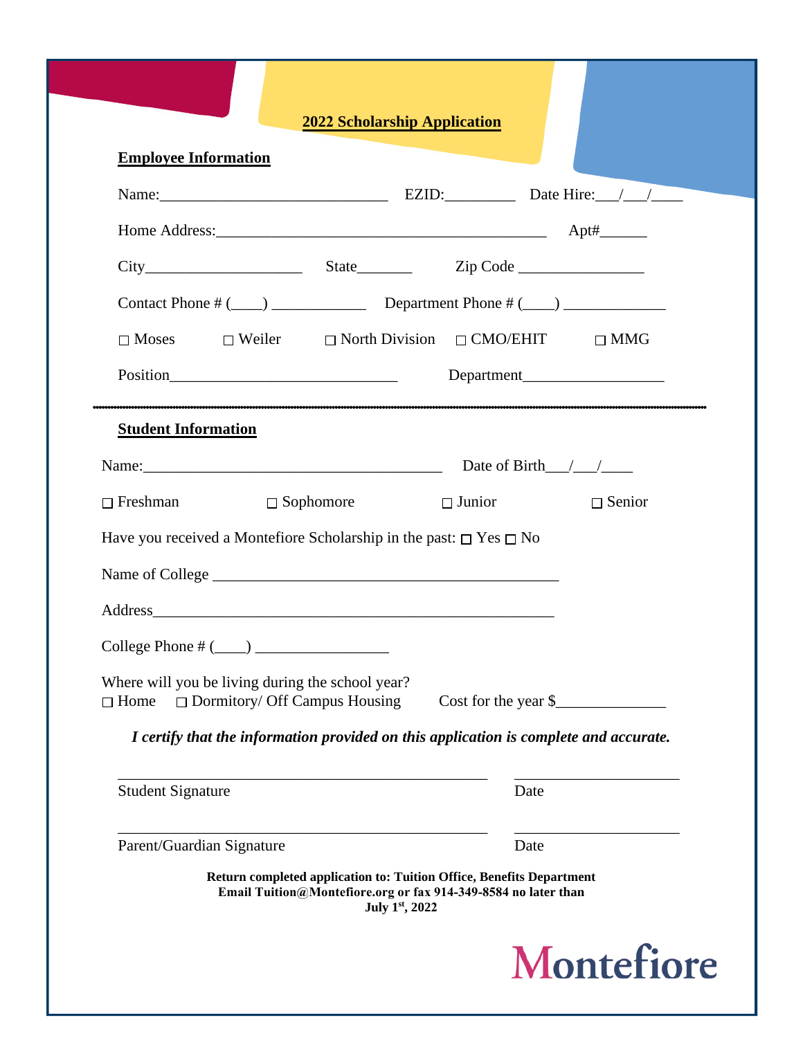## 2022 Scholarship Application

**Employee Information**

Name:_____________________________ EZID:_________ Date Hire:___/___/____

Home Address:___________________________________________ Apt#______

City____________________ State_______ Zip Code ________________

Contact Phone # (____) ____________ Department Phone # (____) _____________

☐ Moses ☐ Weiler ☐ North Division ☐ CMO/EHIT ☐ MMG

Position_____________________________ Department__________________

**Student Information**

Name:______________________________________ Date of Birth___/___/____

☐ Freshman ☐ Sophomore ☐ Junior ☐ Senior

Have you received a Montefiore Scholarship in the past: ☐ Yes ☐ No

Name of College _____________________________________________

Address_____________________________________________________

College Phone # (____) _________________

Where will you be living during the school year?
☐ Home ☐ Dormitory/ Off Campus Housing Cost for the year $______________

***I certify that the information provided on this application is complete and accurate.***

_______________________________________________ _____________________
Student Signature Date

_______________________________________________ _____________________
Parent/Guardian Signature Date

**Return completed application to: Tuition Office, Benefits Department**
**Email Tuition@Montefiore.org or fax 914-349-8584 no later than July 1st, 2022**

Montefiore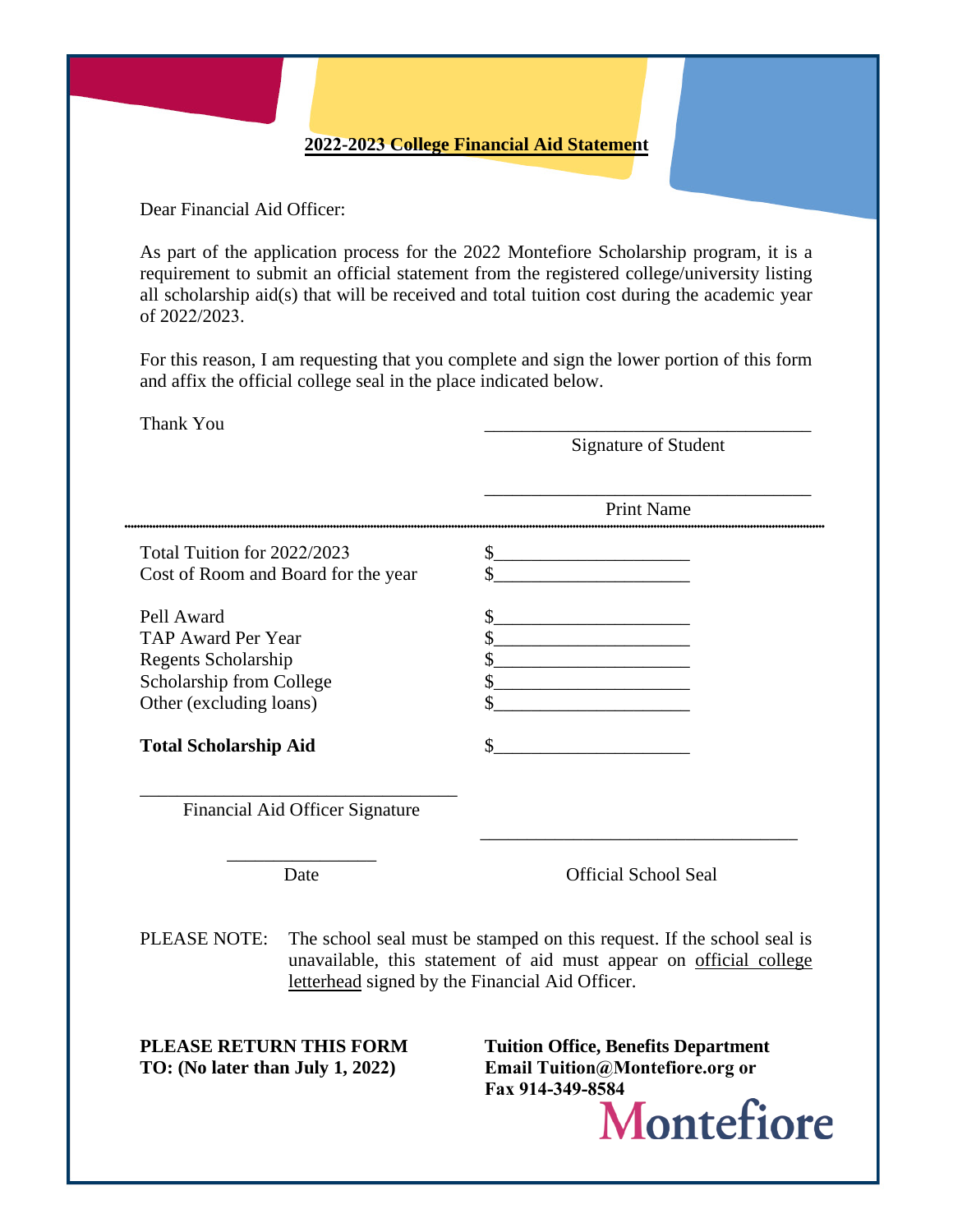**2022-2023 College Financial Aid Statement**

Dear Financial Aid Officer:

As part of the application process for the 2022 Montefiore Scholarship program, it is a requirement to submit an official statement from the registered college/university listing all scholarship aid(s) that will be received and total tuition cost during the academic year of 2022/2023.

For this reason, I am requesting that you complete and sign the lower portion of this form and affix the official college seal in the place indicated below.

Thank You

\_\_\_\_\_\_\_\_\_\_\_\_\_\_\_\_\_\_\_\_\_\_\_\_\_\_\_\_\_\_\_\_\_\_
Signature of Student

\_\_\_\_\_\_\_\_\_\_\_\_\_\_\_\_\_\_\_\_\_\_\_\_\_\_\_\_\_\_\_\_\_\_
Print Name

---

| | |
|---|---|
| Total Tuition for 2022/2023 | $\_\_\_\_\_\_\_\_\_\_\_\_\_\_\_\_\_\_\_\_ |
| Cost of Room and Board for the year | $\_\_\_\_\_\_\_\_\_\_\_\_\_\_\_\_\_\_\_\_ |
| Pell Award | $\_\_\_\_\_\_\_\_\_\_\_\_\_\_\_\_\_\_\_\_ |
| TAP Award Per Year | $\_\_\_\_\_\_\_\_\_\_\_\_\_\_\_\_\_\_\_\_ |
| Regents Scholarship | $\_\_\_\_\_\_\_\_\_\_\_\_\_\_\_\_\_\_\_\_ |
| Scholarship from College | $\_\_\_\_\_\_\_\_\_\_\_\_\_\_\_\_\_\_\_\_ |
| Other (excluding loans) | $\_\_\_\_\_\_\_\_\_\_\_\_\_\_\_\_\_\_\_\_ |
| **Total Scholarship Aid** | $\_\_\_\_\_\_\_\_\_\_\_\_\_\_\_\_\_\_\_\_ |

\_\_\_\_\_\_\_\_\_\_\_\_\_\_\_\_\_\_\_\_\_\_\_\_\_\_\_\_\_\_\_\_\_\_
Financial Aid Officer Signature

\_\_\_\_\_\_\_\_\_\_\_\_\_\_\_\_\_\_\_\_\_\_\_\_\_\_\_\_\_\_\_\_\_\_
Official School Seal

\_\_\_\_\_\_\_\_\_\_\_\_\_\_\_\_
Date

PLEASE NOTE: The school seal must be stamped on this request. If the school seal is unavailable, this statement of aid must appear on official college letterhead signed by the Financial Aid Officer.

**PLEASE RETURN THIS FORM TO: (No later than July 1, 2022)**

**Tuition Office, Benefits Department**
**Email Tuition@Montefiore.org or**
**Fax 914-349-8584**

Montefiore